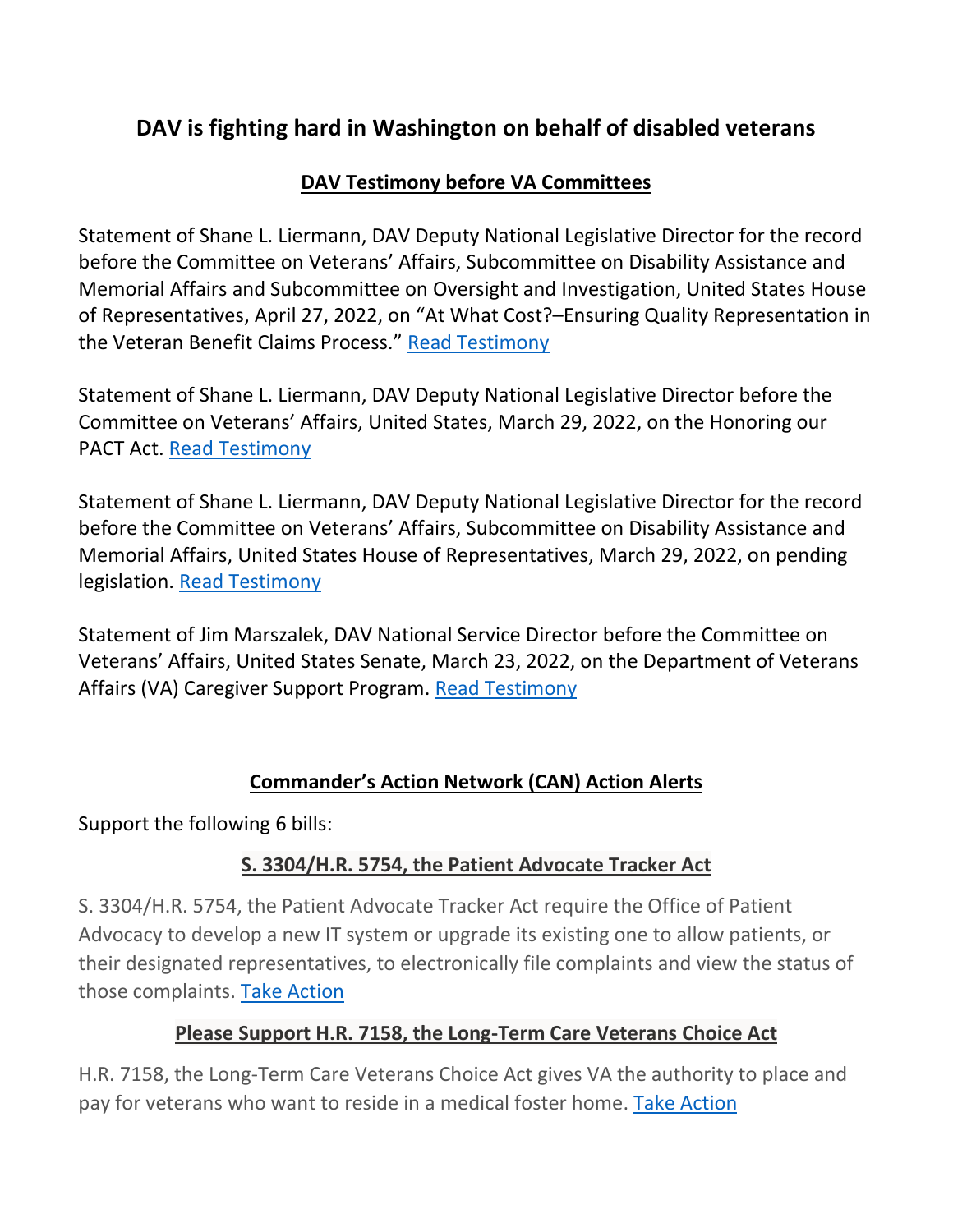# DAV is fighting hard in Washington on behalf of disabled veterans

## DAV Testimony before VA Committees

Statement of Shane L. Liermann, DAV Deputy National Legislative Director for the record before the Committee on Veterans' Affairs, Subcommittee on Disability Assistance and Memorial Affairs and Subcommittee on Oversight and Investigation, United States House of Representatives, April 27, 2022, on "At What Cost?–Ensuring Quality Representation in the Veteran Benefit Claims Process." Read Testimony

Statement of Shane L. Liermann, DAV Deputy National Legislative Director before the Committee on Veterans' Affairs, United States, March 29, 2022, on the Honoring our PACT Act. Read Testimony

Statement of Shane L. Liermann, DAV Deputy National Legislative Director for the record before the Committee on Veterans' Affairs, Subcommittee on Disability Assistance and Memorial Affairs, United States House of Representatives, March 29, 2022, on pending legislation. Read Testimony

Statement of Jim Marszalek, DAV National Service Director before the Committee on Veterans' Affairs, United States Senate, March 23, 2022, on the Department of Veterans Affairs (VA) Caregiver Support Program. Read Testimony

## Commander's Action Network (CAN) Action Alerts

Support the following 6 bills:

### S. 3304/H.R. 5754, the Patient Advocate Tracker Act

S. 3304/H.R. 5754, the Patient Advocate Tracker Act require the Office of Patient Advocacy to develop a new IT system or upgrade its existing one to allow patients, or their designated representatives, to electronically file complaints and view the status of those complaints. Take Action

### Please Support H.R. 7158, the Long-Term Care Veterans Choice Act

H.R. 7158, the Long-Term Care Veterans Choice Act gives VA the authority to place and pay for veterans who want to reside in a medical foster home. Take Action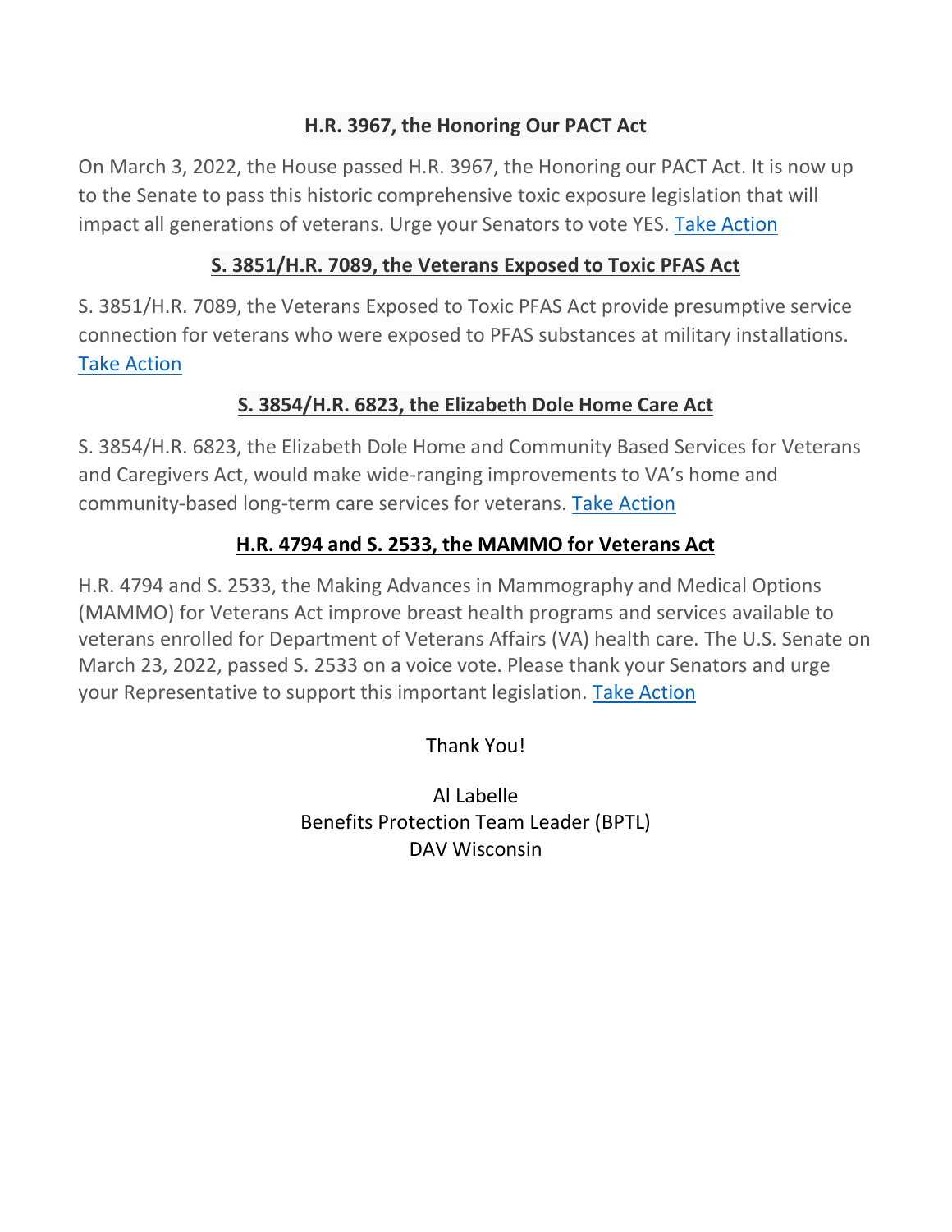## **H.R. 3967, the Honoring Our PACT Act**

On March 3, 2022, the House passed H.R. 3967, the Honoring our PACT Act. It is now up to the Senate to pass this historic comprehensive toxic exposure legislation that will impact all generations of veterans. Urge your Senators to vote YES. Take Action

## **S. 3851/H.R. 7089, the Veterans Exposed to Toxic PFAS Act**

S. 3851/H.R. 7089, the Veterans Exposed to Toxic PFAS Act provide presumptive service connection for veterans who were exposed to PFAS substances at military installations. Take Action

## **S. 3854/H.R. 6823, the Elizabeth Dole Home Care Act**

S. 3854/H.R. 6823, the Elizabeth Dole Home and Community Based Services for Veterans and Caregivers Act, would make wide-ranging improvements to VA's home and community-based long-term care services for veterans. Take Action

## **H.R. 4794 and S. 2533, the MAMMO for Veterans Act**

H.R. 4794 and S. 2533, the Making Advances in Mammography and Medical Options (MAMMO) for Veterans Act improve breast health programs and services available to veterans enrolled for Department of Veterans Affairs (VA) health care. The U.S. Senate on March 23, 2022, passed S. 2533 on a voice vote. Please thank your Senators and urge your Representative to support this important legislation. Take Action

Thank You!

Al Labelle
Benefits Protection Team Leader (BPTL)
DAV Wisconsin